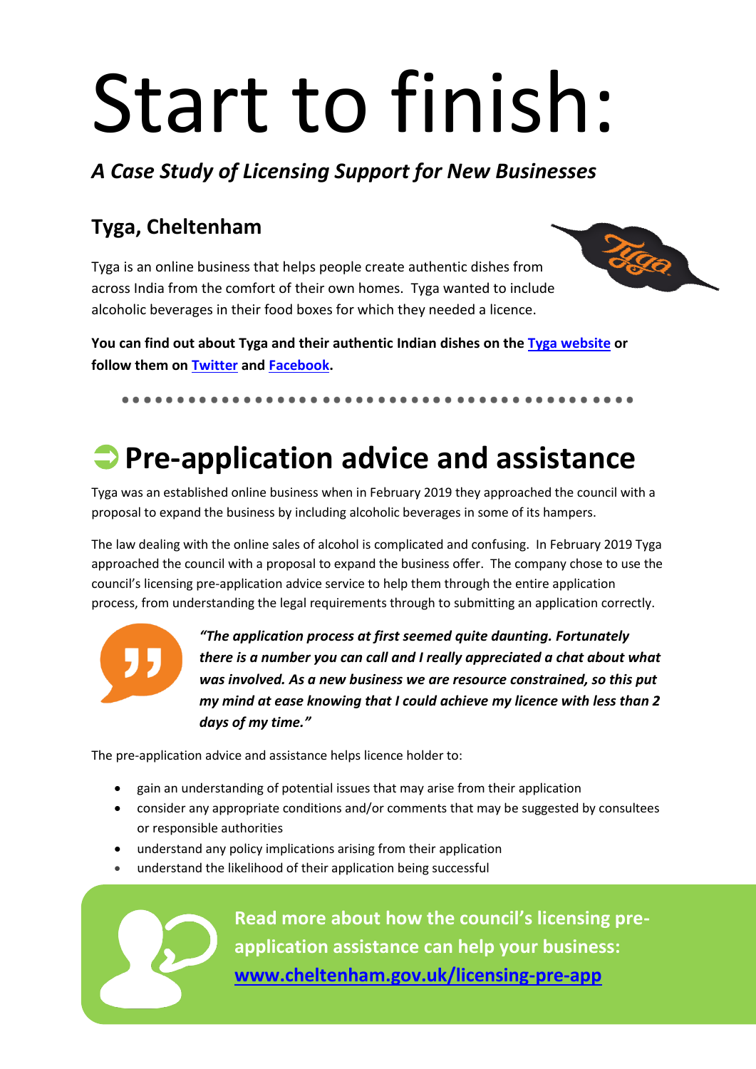# Start to finish:

***A Case Study of Licensing Support for New Businesses***

## Tyga, Cheltenham

Tyga is an online business that helps people create authentic dishes from across India from the comfort of their own homes. Tyga wanted to include alcoholic beverages in their food boxes for which they needed a licence.

**You can find out about Tyga and their authentic Indian dishes on the Tyga website or follow them on Twitter and Facebook.**

## Pre-application advice and assistance

Tyga was an established online business when in February 2019 they approached the council with a proposal to expand the business by including alcoholic beverages in some of its hampers.

The law dealing with the online sales of alcohol is complicated and confusing. In February 2019 Tyga approached the council with a proposal to expand the business offer. The company chose to use the council's licensing pre-application advice service to help them through the entire application process, from understanding the legal requirements through to submitting an application correctly.

> ***"The application process at first seemed quite daunting. Fortunately there is a number you can call and I really appreciated a chat about what was involved. As a new business we are resource constrained, so this put my mind at ease knowing that I could achieve my licence with less than 2 days of my time."***

The pre-application advice and assistance helps licence holder to:

- gain an understanding of potential issues that may arise from their application
- consider any appropriate conditions and/or comments that may be suggested by consultees or responsible authorities
- understand any policy implications arising from their application
- understand the likelihood of their application being successful

**Read more about how the council's licensing pre-application assistance can help your business: www.cheltenham.gov.uk/licensing-pre-app**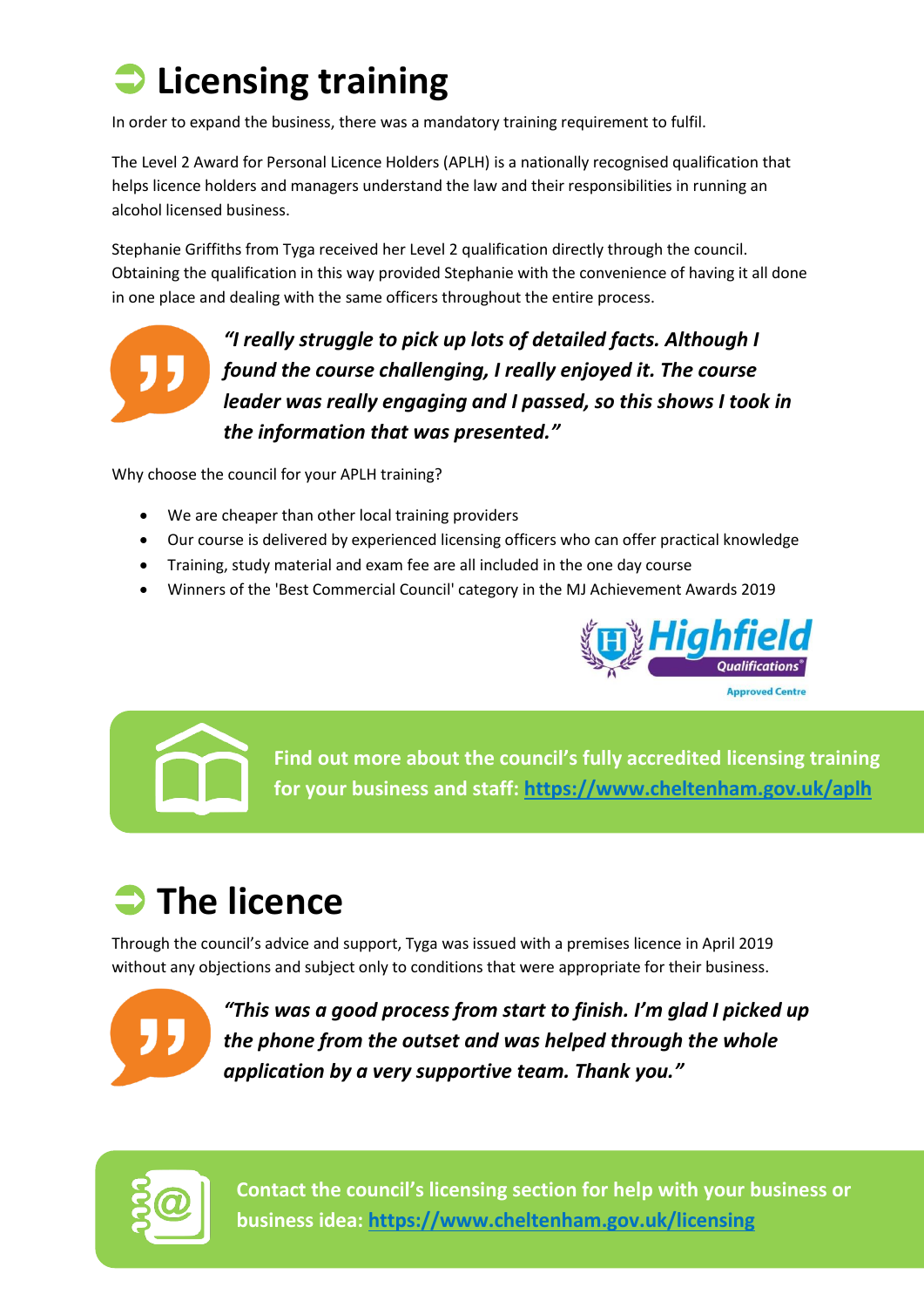## Licensing training

In order to expand the business, there was a mandatory training requirement to fulfil.

The Level 2 Award for Personal Licence Holders (APLH) is a nationally recognised qualification that helps licence holders and managers understand the law and their responsibilities in running an alcohol licensed business.

Stephanie Griffiths from Tyga received her Level 2 qualification directly through the council. Obtaining the qualification in this way provided Stephanie with the convenience of having it all done in one place and dealing with the same officers throughout the entire process.

> ***"I really struggle to pick up lots of detailed facts. Although I found the course challenging, I really enjoyed it. The course leader was really engaging and I passed, so this shows I took in the information that was presented."***

Why choose the council for your APLH training?

- We are cheaper than other local training providers
- Our course is delivered by experienced licensing officers who can offer practical knowledge
- Training, study material and exam fee are all included in the one day course
- Winners of the 'Best Commercial Council' category in the MJ Achievement Awards 2019

Highfield Qualifications® Approved Centre

**Find out more about the council's fully accredited licensing training for your business and staff: https://www.cheltenham.gov.uk/aplh**

## The licence

Through the council's advice and support, Tyga was issued with a premises licence in April 2019 without any objections and subject only to conditions that were appropriate for their business.

> ***"This was a good process from start to finish. I'm glad I picked up the phone from the outset and was helped through the whole application by a very supportive team. Thank you."***

**Contact the council's licensing section for help with your business or business idea: https://www.cheltenham.gov.uk/licensing**